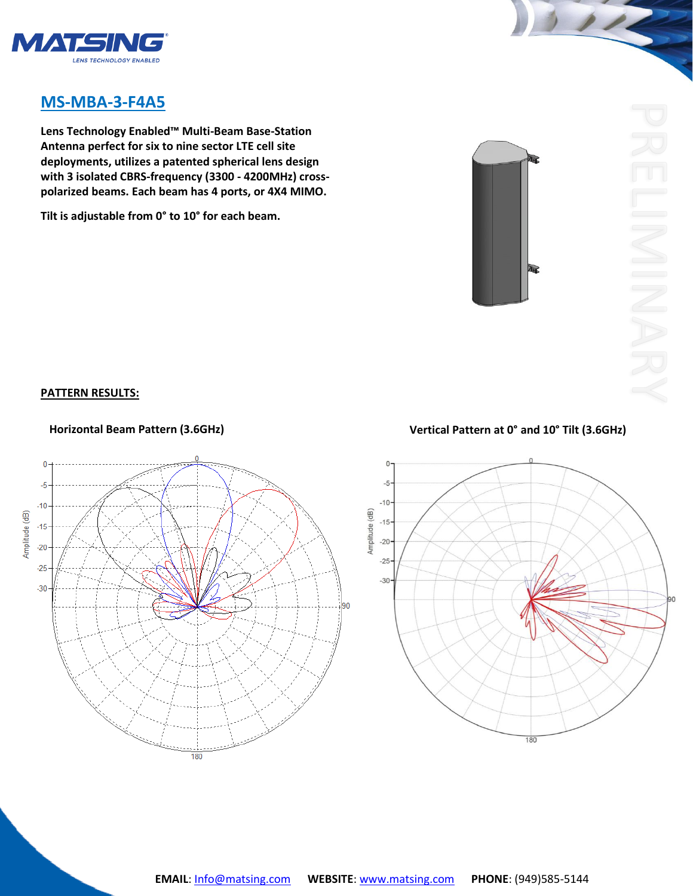# MS-MBA-3-F4A5

**Lens Technology Enabled™ Multi-Beam Base-Station Antenna perfect for six to nine sector LTE cell site deployments, utilizes a patented spherical lens design with 3 isolated CBRS-frequency (3300 - 4200MHz) cross-polarized beams. Each beam has 4 ports, or 4X4 MIMO.**

**Tilt is adjustable from 0° to 10° for each beam.**

PRELIMINARY

## PATTERN RESULTS:

**Horizontal Beam Pattern (3.6GHz)**

**Vertical Pattern at 0° and 10° Tilt (3.6GHz)**

**EMAIL**: Info@matsing.com **WEBSITE**: www.matsing.com **PHONE**: (949)585-5144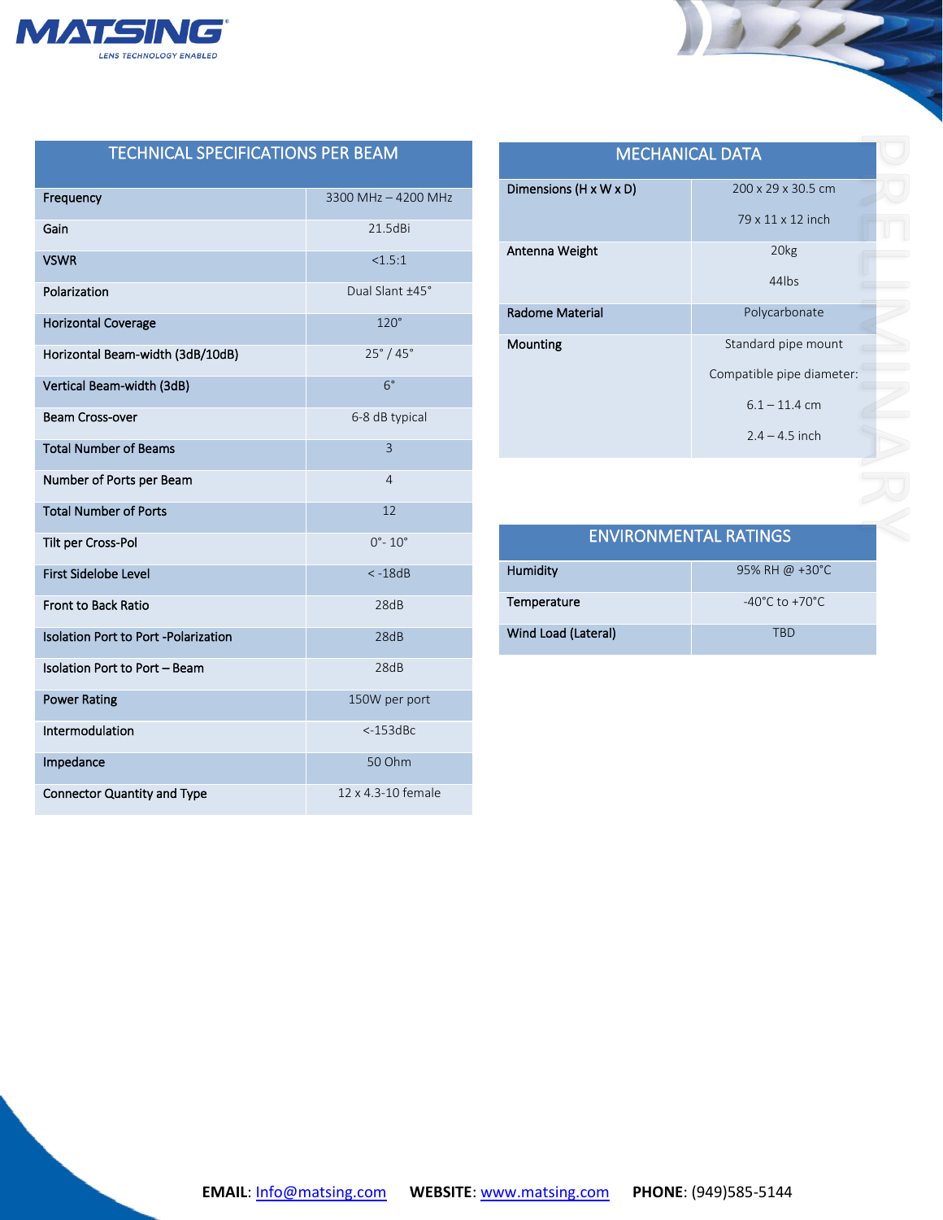## TECHNICAL SPECIFICATIONS PER BEAM

| | |
|---|---|
| Frequency | 3300 MHz – 4200 MHz |
| Gain | 21.5dBi |
| VSWR | <1.5:1 |
| Polarization | Dual Slant ±45° |
| Horizontal Coverage | 120° |
| Horizontal Beam-width (3dB/10dB) | 25° / 45° |
| Vertical Beam-width (3dB) | 6° |
| Beam Cross-over | 6-8 dB typical |
| Total Number of Beams | 3 |
| Number of Ports per Beam | 4 |
| Total Number of Ports | 12 |
| Tilt per Cross-Pol | 0°- 10° |
| First Sidelobe Level | < -18dB |
| Front to Back Ratio | 28dB |
| Isolation Port to Port -Polarization | 28dB |
| Isolation Port to Port – Beam | 28dB |
| Power Rating | 150W per port |
| Intermodulation | <-153dBc |
| Impedance | 50 Ohm |
| Connector Quantity and Type | 12 x 4.3-10 female |

## MECHANICAL DATA

| | |
|---|---|
| Dimensions (H x W x D) | 200 x 29 x 30.5 cm<br>79 x 11 x 12 inch |
| Antenna Weight | 20kg<br>44lbs |
| Radome Material | Polycarbonate |
| Mounting | Standard pipe mount<br>Compatible pipe diameter:<br>6.1 – 11.4 cm<br>2.4 – 4.5 inch |

PRELIMINARY

## ENVIRONMENTAL RATINGS

| | |
|---|---|
| Humidity | 95% RH @ +30°C |
| Temperature | -40°C to +70°C |
| Wind Load (Lateral) | TBD |

**EMAIL**: Info@matsing.com **WEBSITE**: www.matsing.com **PHONE**: (949)585-5144